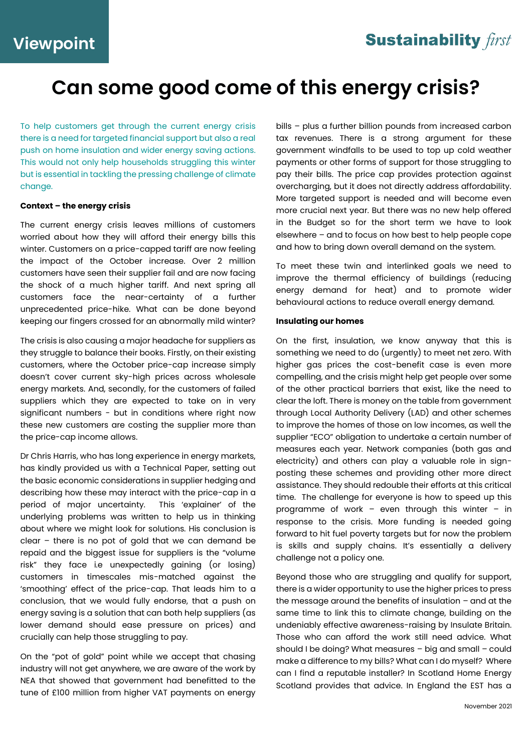Viewpoint

Sustainability *first*

# Can some good come of this energy crisis?

To help customers get through the current energy crisis there is a need for targeted financial support but also a real push on home insulation and wider energy saving actions. This would not only help households struggling this winter but is essential in tackling the pressing challenge of climate change.

**Context – the energy crisis**

The current energy crisis leaves millions of customers worried about how they will afford their energy bills this winter. Customers on a price-capped tariff are now feeling the impact of the October increase. Over 2 million customers have seen their supplier fail and are now facing the shock of a much higher tariff. And next spring all customers face the near-certainty of a further unprecedented price-hike. What can be done beyond keeping our fingers crossed for an abnormally mild winter?

The crisis is also causing a major headache for suppliers as they struggle to balance their books. Firstly, on their existing customers, where the October price-cap increase simply doesn't cover current sky-high prices across wholesale energy markets. And, secondly, for the customers of failed suppliers which they are expected to take on in very significant numbers - but in conditions where right now these new customers are costing the supplier more than the price-cap income allows.

Dr Chris Harris, who has long experience in energy markets, has kindly provided us with a Technical Paper, setting out the basic economic considerations in supplier hedging and describing how these may interact with the price-cap in a period of major uncertainty. This 'explainer' of the underlying problems was written to help us in thinking about where we might look for solutions. His conclusion is clear – there is no pot of gold that we can demand be repaid and the biggest issue for suppliers is the "volume risk" they face i.e unexpectedly gaining (or losing) customers in timescales mis-matched against the 'smoothing' effect of the price-cap. That leads him to a conclusion, that we would fully endorse, that a push on energy saving is a solution that can both help suppliers (as lower demand should ease pressure on prices) and crucially can help those struggling to pay.

On the "pot of gold" point while we accept that chasing industry will not get anywhere, we are aware of the work by NEA that showed that government had benefitted to the tune of £100 million from higher VAT payments on energy bills – plus a further billion pounds from increased carbon tax revenues. There is a strong argument for these government windfalls to be used to top up cold weather payments or other forms of support for those struggling to pay their bills. The price cap provides protection against overcharging, but it does not directly address affordability. More targeted support is needed and will become even more crucial next year. But there was no new help offered in the Budget so for the short term we have to look elsewhere – and to focus on how best to help people cope and how to bring down overall demand on the system.

To meet these twin and interlinked goals we need to improve the thermal efficiency of buildings (reducing energy demand for heat) and to promote wider behavioural actions to reduce overall energy demand.

**Insulating our homes**

On the first, insulation, we know anyway that this is something we need to do (urgently) to meet net zero. With higher gas prices the cost-benefit case is even more compelling, and the crisis might help get people over some of the other practical barriers that exist, like the need to clear the loft. There is money on the table from government through Local Authority Delivery (LAD) and other schemes to improve the homes of those on low incomes, as well the supplier "ECO" obligation to undertake a certain number of measures each year. Network companies (both gas and electricity) and others can play a valuable role in sign-posting these schemes and providing other more direct assistance. They should redouble their efforts at this critical time. The challenge for everyone is how to speed up this programme of work – even through this winter – in response to the crisis. More funding is needed going forward to hit fuel poverty targets but for now the problem is skills and supply chains. It's essentially a delivery challenge not a policy one.

Beyond those who are struggling and qualify for support, there is a wider opportunity to use the higher prices to press the message around the benefits of insulation – and at the same time to link this to climate change, building on the undeniably effective awareness-raising by Insulate Britain. Those who can afford the work still need advice. What should I be doing? What measures – big and small – could make a difference to my bills? What can I do myself? Where can I find a reputable installer? In Scotland Home Energy Scotland provides that advice. In England the EST has a

November 2021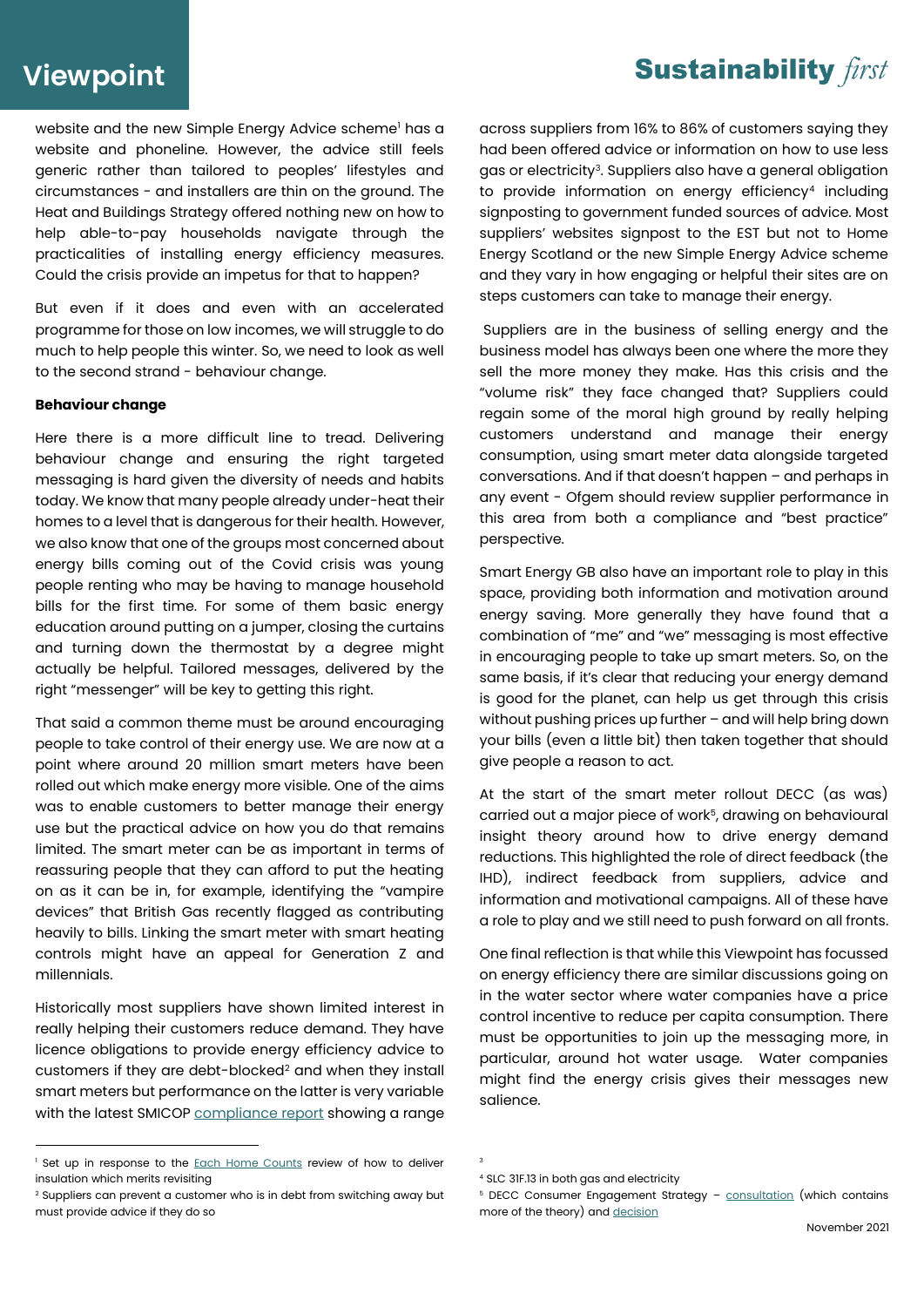website and the new Simple Energy Advice scheme[1] has a website and phoneline. However, the advice still feels generic rather than tailored to peoples' lifestyles and circumstances - and installers are thin on the ground. The Heat and Buildings Strategy offered nothing new on how to help able-to-pay households navigate through the practicalities of installing energy efficiency measures. Could the crisis provide an impetus for that to happen?

But even if it does and even with an accelerated programme for those on low incomes, we will struggle to do much to help people this winter. So, we need to look as well to the second strand - behaviour change.

**Behaviour change**

Here there is a more difficult line to tread. Delivering behaviour change and ensuring the right targeted messaging is hard given the diversity of needs and habits today. We know that many people already under-heat their homes to a level that is dangerous for their health. However, we also know that one of the groups most concerned about energy bills coming out of the Covid crisis was young people renting who may be having to manage household bills for the first time. For some of them basic energy education around putting on a jumper, closing the curtains and turning down the thermostat by a degree might actually be helpful. Tailored messages, delivered by the right "messenger" will be key to getting this right.

That said a common theme must be around encouraging people to take control of their energy use. We are now at a point where around 20 million smart meters have been rolled out which make energy more visible. One of the aims was to enable customers to better manage their energy use but the practical advice on how you do that remains limited. The smart meter can be as important in terms of reassuring people that they can afford to put the heating on as it can be in, for example, identifying the "vampire devices" that British Gas recently flagged as contributing heavily to bills. Linking the smart meter with smart heating controls might have an appeal for Generation Z and millennials.

Historically most suppliers have shown limited interest in really helping their customers reduce demand. They have licence obligations to provide energy efficiency advice to customers if they are debt-blocked[2] and when they install smart meters but performance on the latter is very variable with the latest SMICOP compliance report showing a range across suppliers from 16% to 86% of customers saying they had been offered advice or information on how to use less gas or electricity[3]. Suppliers also have a general obligation to provide information on energy efficiency[4] including signposting to government funded sources of advice. Most suppliers' websites signpost to the EST but not to Home Energy Scotland or the new Simple Energy Advice scheme and they vary in how engaging or helpful their sites are on steps customers can take to manage their energy.

Suppliers are in the business of selling energy and the business model has always been one where the more they sell the more money they make. Has this crisis and the "volume risk" they face changed that? Suppliers could regain some of the moral high ground by really helping customers understand and manage their energy consumption, using smart meter data alongside targeted conversations. And if that doesn't happen – and perhaps in any event - Ofgem should review supplier performance in this area from both a compliance and "best practice" perspective.

Smart Energy GB also have an important role to play in this space, providing both information and motivation around energy saving. More generally they have found that a combination of "me" and "we" messaging is most effective in encouraging people to take up smart meters. So, on the same basis, if it's clear that reducing your energy demand is good for the planet, can help us get through this crisis without pushing prices up further – and will help bring down your bills (even a little bit) then taken together that should give people a reason to act.

At the start of the smart meter rollout DECC (as was) carried out a major piece of work[5], drawing on behavioural insight theory around how to drive energy demand reductions. This highlighted the role of direct feedback (the IHD), indirect feedback from suppliers, advice and information and motivational campaigns. All of these have a role to play and we still need to push forward on all fronts.

One final reflection is that while this Viewpoint has focussed on energy efficiency there are similar discussions going on in the water sector where water companies have a price control incentive to reduce per capita consumption. There must be opportunities to join up the messaging more, in particular, around hot water usage. Water companies might find the energy crisis gives their messages new salience.

---

[1] Set up in response to the Each Home Counts review of how to deliver insulation which merits revisiting

[2] Suppliers can prevent a customer who is in debt from switching away but must provide advice if they do so

[3]

[4] SLC 31F.13 in both gas and electricity

[5] DECC Consumer Engagement Strategy – consultation (which contains more of the theory) and decision

November 2021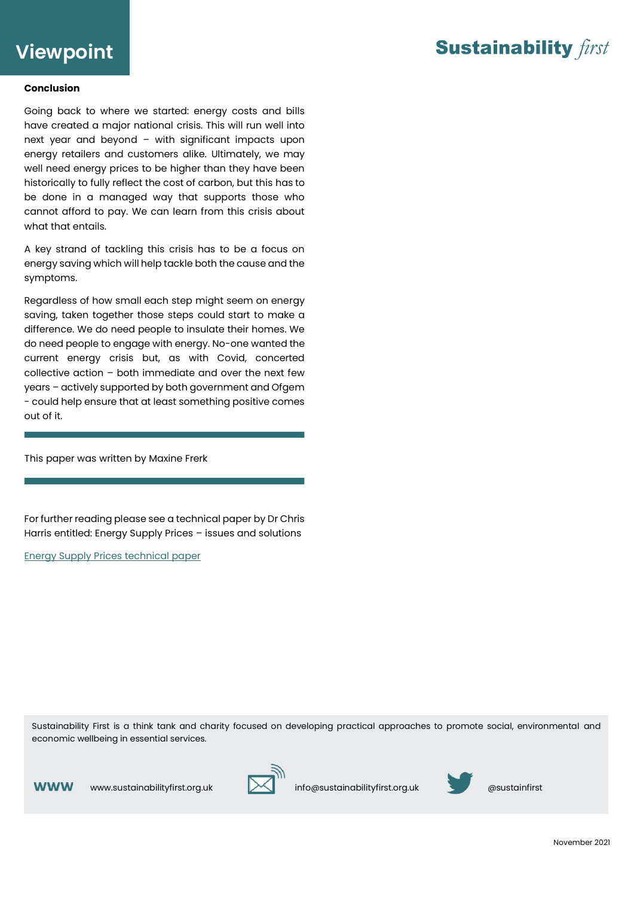### Conclusion

Going back to where we started: energy costs and bills have created a major national crisis. This will run well into next year and beyond – with significant impacts upon energy retailers and customers alike. Ultimately, we may well need energy prices to be higher than they have been historically to fully reflect the cost of carbon, but this has to be done in a managed way that supports those who cannot afford to pay. We can learn from this crisis about what that entails.

A key strand of tackling this crisis has to be a focus on energy saving which will help tackle both the cause and the symptoms.

Regardless of how small each step might seem on energy saving, taken together those steps could start to make a difference. We do need people to insulate their homes. We do need people to engage with energy. No-one wanted the current energy crisis but, as with Covid, concerted collective action – both immediate and over the next few years – actively supported by both government and Ofgem - could help ensure that at least something positive comes out of it.

---

This paper was written by Maxine Frerk

---

For further reading please see a technical paper by Dr Chris Harris entitled: Energy Supply Prices – issues and solutions

Energy Supply Prices technical paper

Sustainability First is a think tank and charity focused on developing practical approaches to promote social, environmental and economic wellbeing in essential services.

www.sustainabilityfirst.org.uk

info@sustainabilityfirst.org.uk

@sustainfirst

November 2021